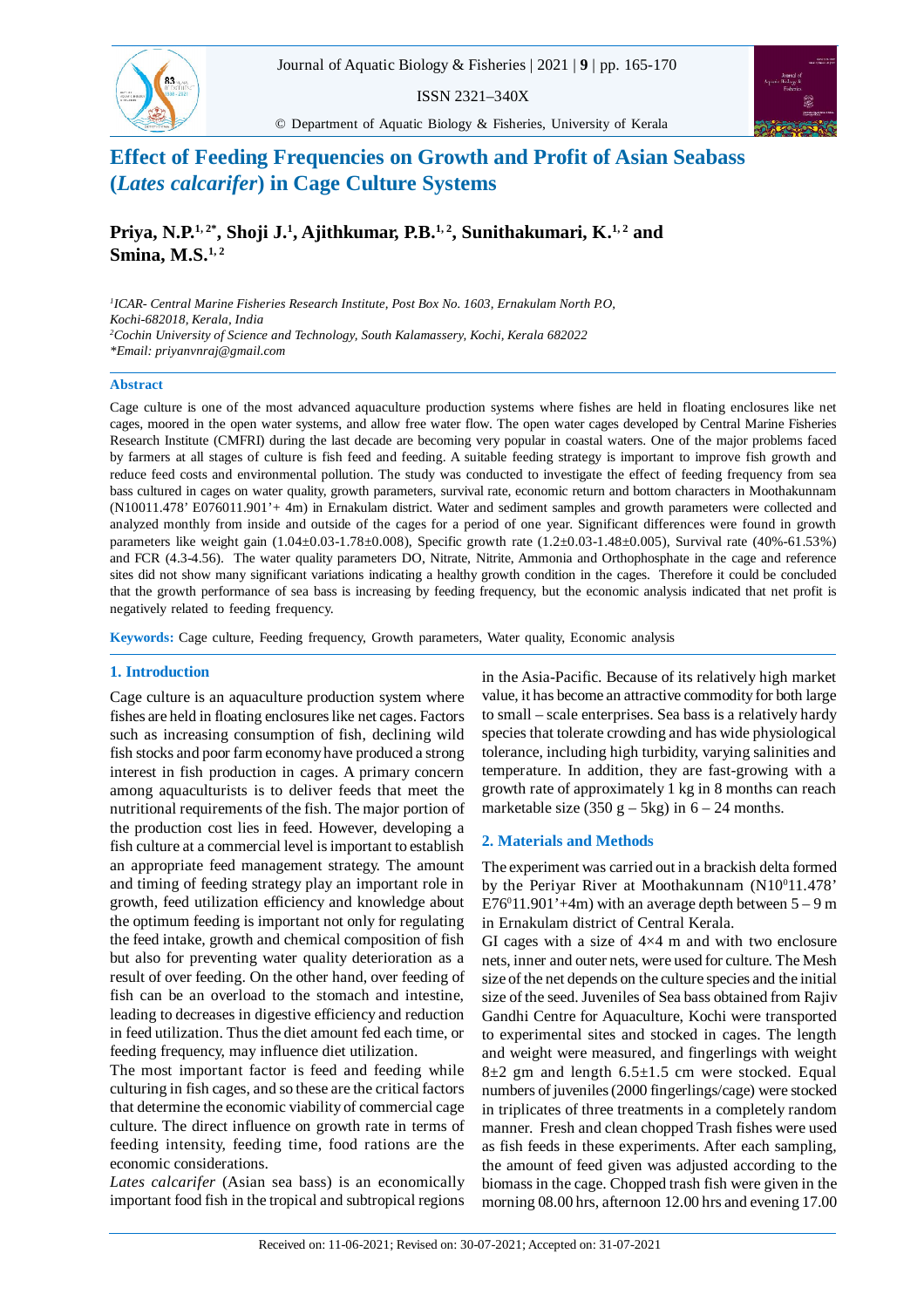# Effect of Feeding Frequencies on Growth and Profit of Asian Seabass (*Lates calcarifer*) in Cage Culture Systems

**Priya, N.P.[1,2*], Shoji J.[1], Ajithkumar, P.B.[1,2], Sunithakumari, K.[1,2] and Smina, M.S.[1,2]**

*[1]ICAR- Central Marine Fisheries Research Institute, Post Box No. 1603, Ernakulam North P.O, Kochi-682018, Kerala, India*
*[2]Cochin University of Science and Technology, South Kalamassery, Kochi, Kerala 682022*
*\*Email: priyanvnraj@gmail.com*

## Abstract

Cage culture is one of the most advanced aquaculture production systems where fishes are held in floating enclosures like net cages, moored in the open water systems, and allow free water flow. The open water cages developed by Central Marine Fisheries Research Institute (CMFRI) during the last decade are becoming very popular in coastal waters. One of the major problems faced by farmers at all stages of culture is fish feed and feeding. A suitable feeding strategy is important to improve fish growth and reduce feed costs and environmental pollution. The study was conducted to investigate the effect of feeding frequency from sea bass cultured in cages on water quality, growth parameters, survival rate, economic return and bottom characters in Moothakunnam (N10011.478' E076011.901'+ 4m) in Ernakulam district. Water and sediment samples and growth parameters were collected and analyzed monthly from inside and outside of the cages for a period of one year. Significant differences were found in growth parameters like weight gain (1.04±0.03-1.78±0.008), Specific growth rate (1.2±0.03-1.48±0.005), Survival rate (40%-61.53%) and FCR (4.3-4.56). The water quality parameters DO, Nitrate, Nitrite, Ammonia and Orthophosphate in the cage and reference sites did not show many significant variations indicating a healthy growth condition in the cages. Therefore it could be concluded that the growth performance of sea bass is increasing by feeding frequency, but the economic analysis indicated that net profit is negatively related to feeding frequency.

**Keywords:** Cage culture, Feeding frequency, Growth parameters, Water quality, Economic analysis

## 1. Introduction

Cage culture is an aquaculture production system where fishes are held in floating enclosures like net cages. Factors such as increasing consumption of fish, declining wild fish stocks and poor farm economy have produced a strong interest in fish production in cages. A primary concern among aquaculturists is to deliver feeds that meet the nutritional requirements of the fish. The major portion of the production cost lies in feed. However, developing a fish culture at a commercial level is important to establish an appropriate feed management strategy. The amount and timing of feeding strategy play an important role in growth, feed utilization efficiency and knowledge about the optimum feeding is important not only for regulating the feed intake, growth and chemical composition of fish but also for preventing water quality deterioration as a result of over feeding. On the other hand, over feeding of fish can be an overload to the stomach and intestine, leading to decreases in digestive efficiency and reduction in feed utilization. Thus the diet amount fed each time, or feeding frequency, may influence diet utilization.

The most important factor is feed and feeding while culturing in fish cages, and so these are the critical factors that determine the economic viability of commercial cage culture. The direct influence on growth rate in terms of feeding intensity, feeding time, food rations are the economic considerations.

*Lates calcarifer* (Asian sea bass) is an economically important food fish in the tropical and subtropical regions in the Asia-Pacific. Because of its relatively high market value, it has become an attractive commodity for both large to small – scale enterprises. Sea bass is a relatively hardy species that tolerate crowding and has wide physiological tolerance, including high turbidity, varying salinities and temperature. In addition, they are fast-growing with a growth rate of approximately 1 kg in 8 months can reach marketable size (350 g – 5kg) in 6 – 24 months.

## 2. Materials and Methods

The experiment was carried out in a brackish delta formed by the Periyar River at Moothakunnam (N10$^0$11.478' E76$^0$11.901'+4m) with an average depth between 5 – 9 m in Ernakulam district of Central Kerala.

GI cages with a size of 4×4 m and with two enclosure nets, inner and outer nets, were used for culture. The Mesh size of the net depends on the culture species and the initial size of the seed. Juveniles of Sea bass obtained from Rajiv Gandhi Centre for Aquaculture, Kochi were transported to experimental sites and stocked in cages. The length and weight were measured, and fingerlings with weight 8±2 gm and length 6.5±1.5 cm were stocked. Equal numbers of juveniles (2000 fingerlings/cage) were stocked in triplicates of three treatments in a completely random manner. Fresh and clean chopped Trash fishes were used as fish feeds in these experiments. After each sampling, the amount of feed given was adjusted according to the biomass in the cage. Chopped trash fish were given in the morning 08.00 hrs, afternoon 12.00 hrs and evening 17.00

Received on: 11-06-2021; Revised on: 30-07-2021; Accepted on: 31-07-2021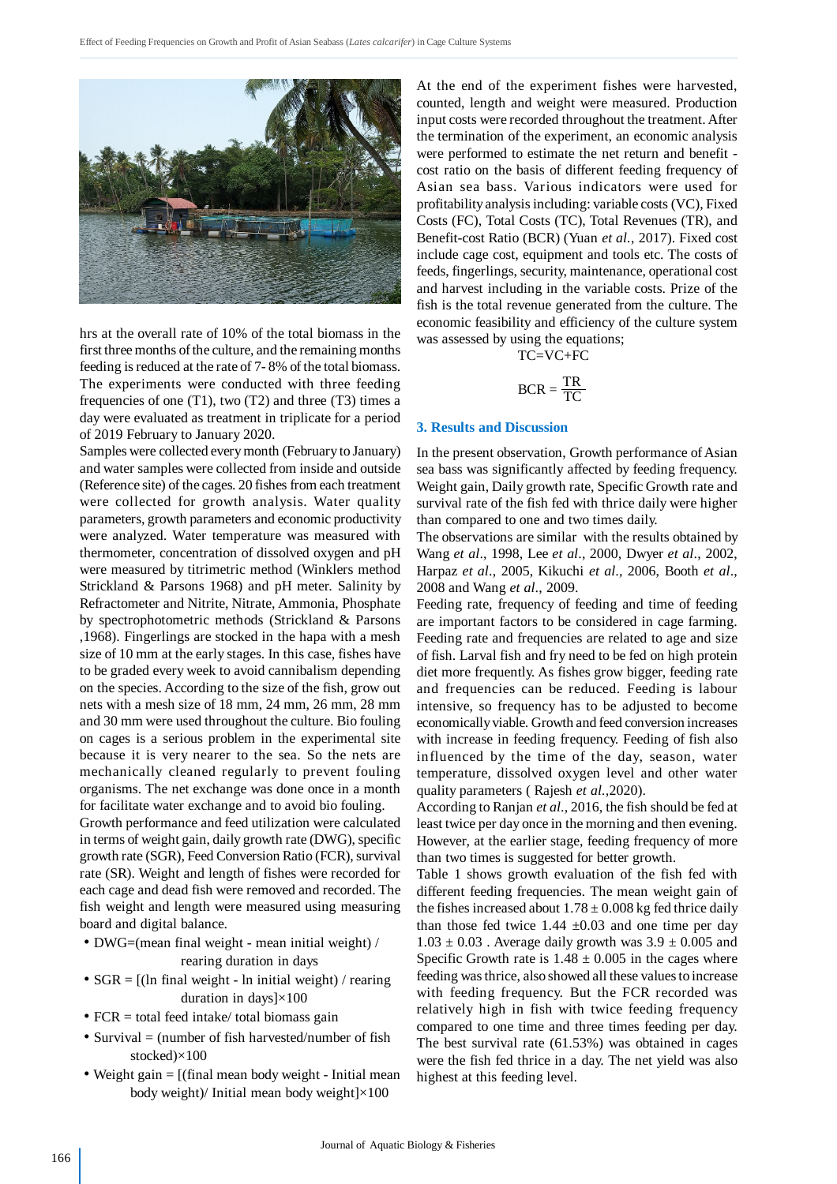hrs at the overall rate of 10% of the total biomass in the first three months of the culture, and the remaining months feeding is reduced at the rate of 7- 8% of the total biomass. The experiments were conducted with three feeding frequencies of one (T1), two (T2) and three (T3) times a day were evaluated as treatment in triplicate for a period of 2019 February to January 2020.

Samples were collected every month (February to January) and water samples were collected from inside and outside (Reference site) of the cages. 20 fishes from each treatment were collected for growth analysis. Water quality parameters, growth parameters and economic productivity were analyzed. Water temperature was measured with thermometer, concentration of dissolved oxygen and pH were measured by titrimetric method (Winklers method Strickland & Parsons 1968) and pH meter. Salinity by Refractometer and Nitrite, Nitrate, Ammonia, Phosphate by spectrophotometric methods (Strickland & Parsons ,1968). Fingerlings are stocked in the hapa with a mesh size of 10 mm at the early stages. In this case, fishes have to be graded every week to avoid cannibalism depending on the species. According to the size of the fish, grow out nets with a mesh size of 18 mm, 24 mm, 26 mm, 28 mm and 30 mm were used throughout the culture. Bio fouling on cages is a serious problem in the experimental site because it is very nearer to the sea. So the nets are mechanically cleaned regularly to prevent fouling organisms. The net exchange was done once in a month for facilitate water exchange and to avoid bio fouling.

Growth performance and feed utilization were calculated in terms of weight gain, daily growth rate (DWG), specific growth rate (SGR), Feed Conversion Ratio (FCR), survival rate (SR). Weight and length of fishes were recorded for each cage and dead fish were removed and recorded. The fish weight and length were measured using measuring board and digital balance.

- DWG=(mean final weight - mean initial weight) / rearing duration in days
- SGR = [(ln final weight - ln initial weight) / rearing duration in days]×100
- FCR = total feed intake/ total biomass gain
- Survival = (number of fish harvested/number of fish stocked)×100
- Weight gain = [(final mean body weight - Initial mean body weight)/ Initial mean body weight]×100

At the end of the experiment fishes were harvested, counted, length and weight were measured. Production input costs were recorded throughout the treatment. After the termination of the experiment, an economic analysis were performed to estimate the net return and benefit - cost ratio on the basis of different feeding frequency of Asian sea bass. Various indicators were used for profitability analysis including: variable costs (VC), Fixed Costs (FC), Total Costs (TC), Total Revenues (TR), and Benefit-cost Ratio (BCR) (Yuan *et al.,* 2017). Fixed cost include cage cost, equipment and tools etc. The costs of feeds, fingerlings, security, maintenance, operational cost and harvest including in the variable costs. Prize of the fish is the total revenue generated from the culture. The economic feasibility and efficiency of the culture system was assessed by using the equations;

$$TC=VC+FC$$

$$BCR = \frac{TR}{TC}$$

## 3. Results and Discussion

In the present observation, Growth performance of Asian sea bass was significantly affected by feeding frequency. Weight gain, Daily growth rate, Specific Growth rate and survival rate of the fish fed with thrice daily were higher than compared to one and two times daily.

The observations are similar with the results obtained by Wang *et al*., 1998, Lee *et al*., 2000, Dwyer *et al*., 2002, Harpaz *et al*., 2005, Kikuchi *et al*., 2006, Booth *et al*., 2008 and Wang *et al*., 2009.

Feeding rate, frequency of feeding and time of feeding are important factors to be considered in cage farming. Feeding rate and frequencies are related to age and size of fish. Larval fish and fry need to be fed on high protein diet more frequently. As fishes grow bigger, feeding rate and frequencies can be reduced. Feeding is labour intensive, so frequency has to be adjusted to become economically viable. Growth and feed conversion increases with increase in feeding frequency. Feeding of fish also influenced by the time of the day, season, water temperature, dissolved oxygen level and other water quality parameters ( Rajesh *et al.*,2020).

According to Ranjan *et al*., 2016, the fish should be fed at least twice per day once in the morning and then evening. However, at the earlier stage, feeding frequency of more than two times is suggested for better growth.

Table 1 shows growth evaluation of the fish fed with different feeding frequencies. The mean weight gain of the fishes increased about $1.78 \pm 0.008$ kg fed thrice daily than those fed twice $1.44 \pm 0.03$ and one time per day $1.03 \pm 0.03$ . Average daily growth was $3.9 \pm 0.005$ and Specific Growth rate is $1.48 \pm 0.005$ in the cages where feeding was thrice, also showed all these values to increase with feeding frequency. But the FCR recorded was relatively high in fish with twice feeding frequency compared to one time and three times feeding per day. The best survival rate (61.53%) was obtained in cages were the fish fed thrice in a day. The net yield was also highest at this feeding level.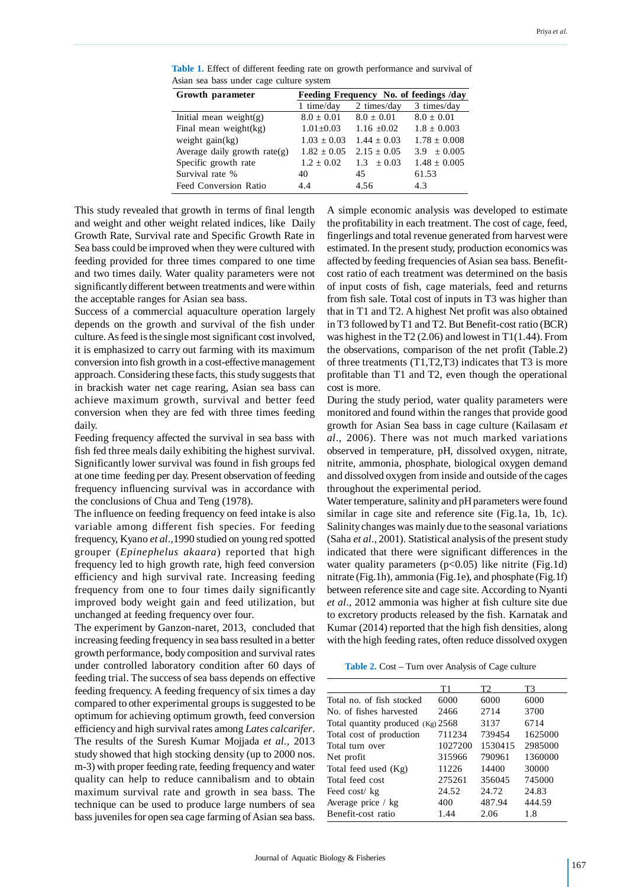**Table 1.** Effect of different feeding rate on growth performance and survival of Asian sea bass under cage culture system

| Growth parameter | Feeding Frequency No. of feedings /day | | |
|---|---|---|---|
| | 1 time/day | 2 times/day | 3 times/day |
| Initial mean weight(g) | 8.0 ± 0.01 | 8.0 ± 0.01 | 8.0 ± 0.01 |
| Final mean weight(kg) | 1.01±0.03 | 1.16 ±0.02 | 1.8 ± 0.003 |
| weight gain(kg) | 1.03 ± 0.03 | 1.44 ± 0.03 | 1.78 ± 0.008 |
| Average daily growth rate(g) | 1.82 ± 0.05 | 2.15 ± 0.05 | 3.9 ± 0.005 |
| Specific growth rate | 1.2 ± 0.02 | 1.3 ± 0.03 | 1.48 ± 0.005 |
| Survival rate % | 40 | 45 | 61.53 |
| Feed Conversion Ratio | 4.4 | 4.56 | 4.3 |

This study revealed that growth in terms of final length and weight and other weight related indices, like Daily Growth Rate, Survival rate and Specific Growth Rate in Sea bass could be improved when they were cultured with feeding provided for three times compared to one time and two times daily. Water quality parameters were not significantly different between treatments and were within the acceptable ranges for Asian sea bass.

Success of a commercial aquaculture operation largely depends on the growth and survival of the fish under culture. As feed is the single most significant cost involved, it is emphasized to carry out farming with its maximum conversion into fish growth in a cost-effective management approach. Considering these facts, this study suggests that in brackish water net cage rearing, Asian sea bass can achieve maximum growth, survival and better feed conversion when they are fed with three times feeding daily.

Feeding frequency affected the survival in sea bass with fish fed three meals daily exhibiting the highest survival. Significantly lower survival was found in fish groups fed at one time feeding per day. Present observation of feeding frequency influencing survival was in accordance with the conclusions of Chua and Teng (1978).

The influence on feeding frequency on feed intake is also variable among different fish species. For feeding frequency, Kyano *et al*.,1990 studied on young red spotted grouper (*Epinephelus akaara*) reported that high frequency led to high growth rate, high feed conversion efficiency and high survival rate. Increasing feeding frequency from one to four times daily significantly improved body weight gain and feed utilization, but unchanged at feeding frequency over four.

The experiment by Ganzon-naret, 2013, concluded that increasing feeding frequency in sea bass resulted in a better growth performance, body composition and survival rates under controlled laboratory condition after 60 days of feeding trial. The success of sea bass depends on effective feeding frequency. A feeding frequency of six times a day compared to other experimental groups is suggested to be optimum for achieving optimum growth, feed conversion efficiency and high survival rates among *Lates calcarifer*. The results of the Suresh Kumar Mojjada *et al.*, 2013 study showed that high stocking density (up to 2000 nos. m-3) with proper feeding rate, feeding frequency and water quality can help to reduce cannibalism and to obtain maximum survival rate and growth in sea bass. The technique can be used to produce large numbers of sea bass juveniles for open sea cage farming of Asian sea bass.

A simple economic analysis was developed to estimate the profitability in each treatment. The cost of cage, feed, fingerlings and total revenue generated from harvest were estimated. In the present study, production economics was affected by feeding frequencies of Asian sea bass. Benefit-cost ratio of each treatment was determined on the basis of input costs of fish, cage materials, feed and returns from fish sale. Total cost of inputs in T3 was higher than that in T1 and T2. A highest Net profit was also obtained in T3 followed by T1 and T2. But Benefit-cost ratio (BCR) was highest in the T2 (2.06) and lowest in T1(1.44). From the observations, comparison of the net profit (Table.2) of three treatments (T1,T2,T3) indicates that T3 is more profitable than T1 and T2, even though the operational cost is more.

During the study period, water quality parameters were monitored and found within the ranges that provide good growth for Asian Sea bass in cage culture (Kailasam *et al*., 2006). There was not much marked variations observed in temperature, pH, dissolved oxygen, nitrate, nitrite, ammonia, phosphate, biological oxygen demand and dissolved oxygen from inside and outside of the cages throughout the experimental period.

Water temperature, salinity and pH parameters were found similar in cage site and reference site (Fig.1a, 1b, 1c). Salinity changes was mainly due to the seasonal variations (Saha *et al*., 2001). Statistical analysis of the present study indicated that there were significant differences in the water quality parameters ($p<0.05$) like nitrite (Fig.1d) nitrate (Fig.1h), ammonia (Fig.1e), and phosphate (Fig.1f) between reference site and cage site. According to Nyanti *et al*., 2012 ammonia was higher at fish culture site due to excretory products released by the fish. Karnatak and Kumar (2014) reported that the high fish densities, along with the high feeding rates, often reduce dissolved oxygen

**Table 2.** Cost – Turn over Analysis of Cage culture

| | T1 | T2 | T3 |
|---|---|---|---|
| Total no. of fish stocked | 6000 | 6000 | 6000 |
| No. of fishes harvested | 2466 | 2714 | 3700 |
| Total quantity produced (Kg) | 2568 | 3137 | 6714 |
| Total cost of production | 711234 | 739454 | 1625000 |
| Total turn over | 1027200 | 1530415 | 2985000 |
| Net profit | 315966 | 790961 | 1360000 |
| Total feed used (Kg) | 11226 | 14400 | 30000 |
| Total feed cost | 275261 | 356045 | 745000 |
| Feed cost/ kg | 24.52 | 24.72 | 24.83 |
| Average price / kg | 400 | 487.94 | 444.59 |
| Benefit-cost ratio | 1.44 | 2.06 | 1.8 |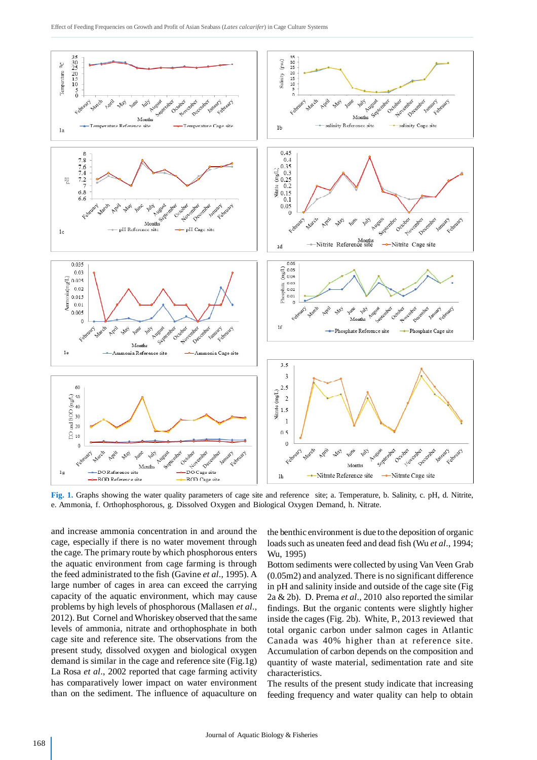Fig. 1. Graphs showing the water quality parameters of cage site and reference site; a. Temperature, b. Salinity, c. pH, d. Nitrite, e. Ammonia, f. Orthophosphorous, g. Dissolved Oxygen and Biological Oxygen Demand, h. Nitrate.

and increase ammonia concentration in and around the cage, especially if there is no water movement through the cage. The primary route by which phosphorous enters the aquatic environment from cage farming is through the feed administrated to the fish (Gavine *et al*., 1995). A large number of cages in area can exceed the carrying capacity of the aquatic environment, which may cause problems by high levels of phosphorous (Mallasen *et al*., 2012). But Cornel and Whoriskey observed that the same levels of ammonia, nitrate and orthophosphate in both cage site and reference site. The observations from the present study, dissolved oxygen and biological oxygen demand is similar in the cage and reference site (Fig.1g) La Rosa *et al*., 2002 reported that cage farming activity has comparatively lower impact on water environment than on the sediment. The influence of aquaculture on the benthic environment is due to the deposition of organic loads such as uneaten feed and dead fish (Wu *et al*., 1994; Wu, 1995)

Bottom sediments were collected by using Van Veen Grab (0.05m2) and analyzed. There is no significant difference in pH and salinity inside and outside of the cage site (Fig 2a & 2b). D. Prema *et al*., 2010 also reported the similar findings. But the organic contents were slightly higher inside the cages (Fig. 2b). White, P., 2013 reviewed that total organic carbon under salmon cages in Atlantic Canada was 40% higher than at reference site. Accumulation of carbon depends on the composition and quantity of waste material, sedimentation rate and site characteristics.

The results of the present study indicate that increasing feeding frequency and water quality can help to obtain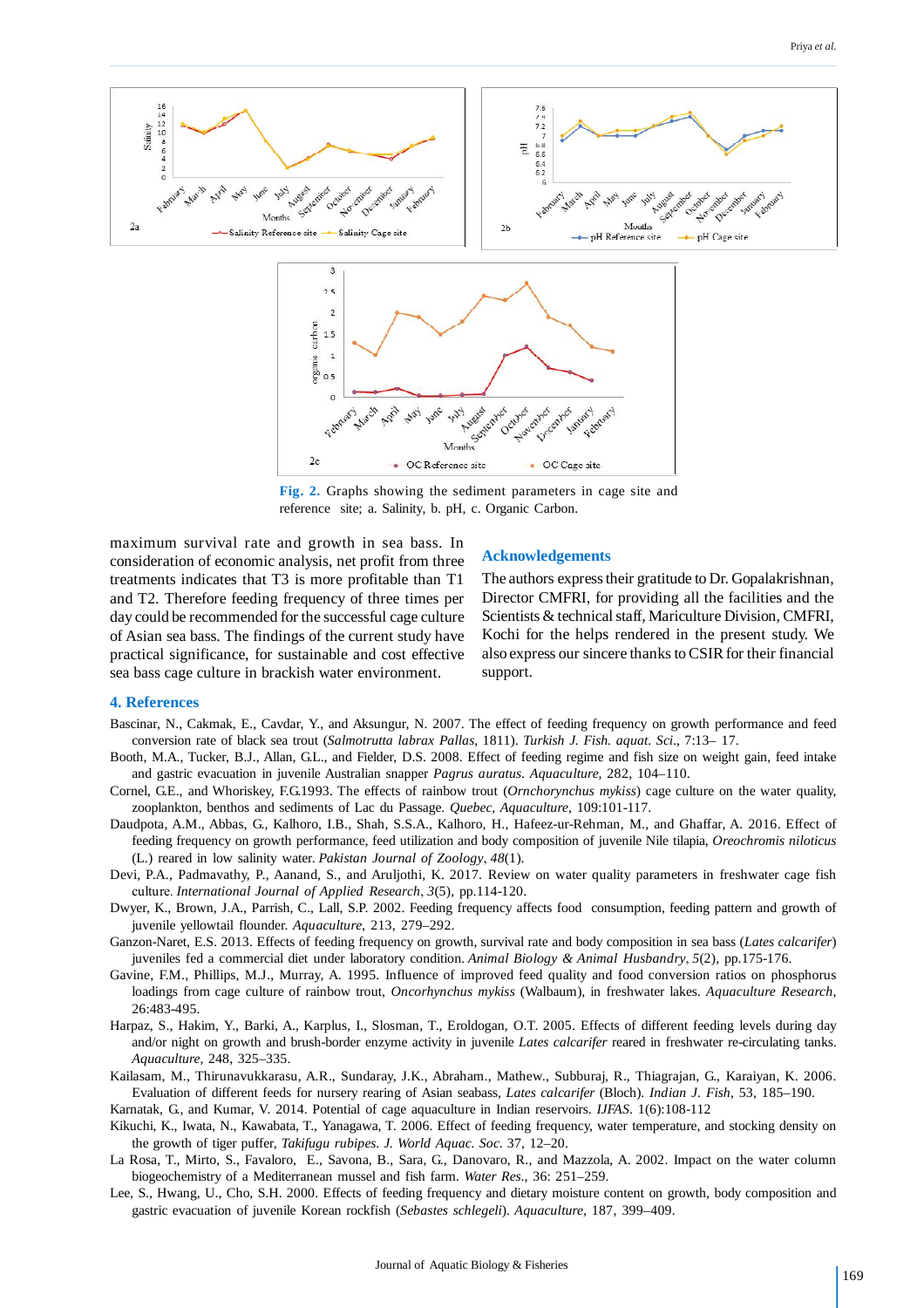Fig. 2. Graphs showing the sediment parameters in cage site and reference site; a. Salinity, b. pH, c. Organic Carbon.

maximum survival rate and growth in sea bass. In consideration of economic analysis, net profit from three treatments indicates that T3 is more profitable than T1 and T2. Therefore feeding frequency of three times per day could be recommended for the successful cage culture of Asian sea bass. The findings of the current study have practical significance, for sustainable and cost effective sea bass cage culture in brackish water environment.

## Acknowledgements

The authors express their gratitude to Dr. Gopalakrishnan, Director CMFRI, for providing all the facilities and the Scientists & technical staff, Mariculture Division, CMFRI, Kochi for the helps rendered in the present study. We also express our sincere thanks to CSIR for their financial support.

## 4. References

Bascinar, N., Cakmak, E., Cavdar, Y., and Aksungur, N. 2007. The effect of feeding frequency on growth performance and feed conversion rate of black sea trout (*Salmotrutta labrax Pallas*, 1811). *Turkish J. Fish. aquat. Sci.*, 7:13– 17.

Booth, M.A., Tucker, B.J., Allan, G.L., and Fielder, D.S. 2008. Effect of feeding regime and fish size on weight gain, feed intake and gastric evacuation in juvenile Australian snapper *Pagrus auratus*. *Aquaculture*, 282, 104–110.

Cornel, G.E., and Whoriskey, F.G.1993. The effects of rainbow trout (*Ornchorynchus mykiss*) cage culture on the water quality, zooplankton, benthos and sediments of Lac du Passage. *Quebec, Aquaculture*, 109:101-117.

Daudpota, A.M., Abbas, G., Kalhoro, I.B., Shah, S.S.A., Kalhoro, H., Hafeez-ur-Rehman, M., and Ghaffar, A. 2016. Effect of feeding frequency on growth performance, feed utilization and body composition of juvenile Nile tilapia, *Oreochromis niloticus* (L.) reared in low salinity water. *Pakistan Journal of Zoology*, *48*(1).

Devi, P.A., Padmavathy, P., Aanand, S., and Aruljothi, K. 2017. Review on water quality parameters in freshwater cage fish culture. *International Journal of Applied Research*, *3*(5), pp.114-120.

Dwyer, K., Brown, J.A., Parrish, C., Lall, S.P. 2002. Feeding frequency affects food consumption, feeding pattern and growth of juvenile yellowtail flounder. *Aquaculture*, 213, 279–292.

Ganzon-Naret, E.S. 2013. Effects of feeding frequency on growth, survival rate and body composition in sea bass (*Lates calcarifer*) juveniles fed a commercial diet under laboratory condition. *Animal Biology & Animal Husbandry*, *5*(2), pp.176-185.

Gavine, F.M., Phillips, M.J., Murray, A. 1995. Influence of improved feed quality and food conversion ratios on phosphorus loadings from cage culture of rainbow trout, *Oncorhynchus mykiss* (Walbaum), in freshwater lakes. *Aquaculture Research*, 26:483-495.

Harpaz, S., Hakim, Y., Barki, A., Karplus, I., Slosman, T., Eroldogan, O.T. 2005. Effects of different feeding levels during day and/or night on growth and brush-border enzyme activity in juvenile *Lates calcarifer* reared in freshwater re-circulating tanks. *Aquaculture*, 248, 325–335.

Kailasam, M., Thirunavukkarasu, A.R., Sundaray, J.K., Abraham., Mathew., Subburaj, R., Thiagrajan, G., Karaiyan, K. 2006. Evaluation of different feeds for nursery rearing of Asian seabass, *Lates calcarifer* (Bloch). *Indian J. Fish*, 53, 185–190.

Karnatak, G., and Kumar, V. 2014. Potential of cage aquaculture in Indian reservoirs. *IJFAS.* 1(6):108-112

Kikuchi, K., Iwata, N., Kawabata, T., Yanagawa, T. 2006. Effect of feeding frequency, water temperature, and stocking density on the growth of tiger puffer, *Takifugu rubipes*. *J. World Aquac. Soc.* 37, 12–20.

La Rosa, T., Mirto, S., Favaloro, E., Savona, B., Sara, G., Danovaro, R., and Mazzola, A. 2002. Impact on the water column biogeochemistry of a Mediterranean mussel and fish farm. *Water Res.*, 36: 251–259.

Lee, S., Hwang, U., Cho, S.H. 2000. Effects of feeding frequency and dietary moisture content on growth, body composition and gastric evacuation of juvenile Korean rockfish (*Sebastes schlegeli*). *Aquaculture*, 187, 399–409.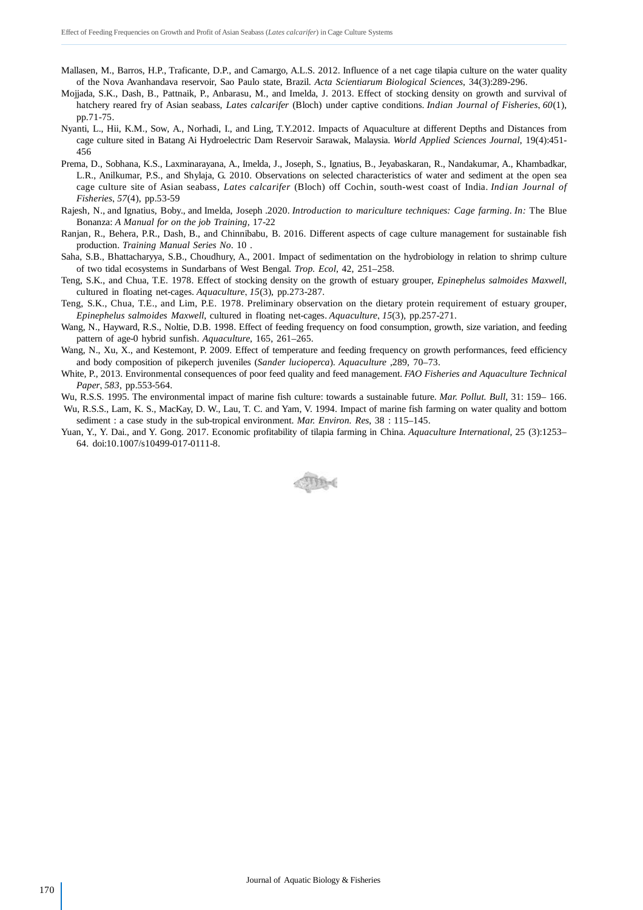Mallasen, M., Barros, H.P., Traficante, D.P., and Camargo, A.L.S. 2012. Influence of a net cage tilapia culture on the water quality of the Nova Avanhandava reservoir, Sao Paulo state, Brazil. *Acta Scientiarum Biological Sciences*, 34(3):289-296.

Mojjada, S.K., Dash, B., Pattnaik, P., Anbarasu, M., and Imelda, J. 2013. Effect of stocking density on growth and survival of hatchery reared fry of Asian seabass, *Lates calcarifer* (Bloch) under captive conditions. *Indian Journal of Fisheries*, *60*(1), pp.71-75.

Nyanti, L., Hii, K.M., Sow, A., Norhadi, I., and Ling, T.Y.2012. Impacts of Aquaculture at different Depths and Distances from cage culture sited in Batang Ai Hydroelectric Dam Reservoir Sarawak, Malaysia. *World Applied Sciences Journal*, 19(4):451-456

Prema, D., Sobhana, K.S., Laxminarayana, A., Imelda, J., Joseph, S., Ignatius, B., Jeyabaskaran, R., Nandakumar, A., Khambadkar, L.R., Anilkumar, P.S., and Shylaja, G. 2010. Observations on selected characteristics of water and sediment at the open sea cage culture site of Asian seabass, *Lates calcarifer* (Bloch) off Cochin, south-west coast of India. *Indian Journal of Fisheries*, *57*(4), pp.53-59

Rajesh, N., and Ignatius, Boby., and Imelda, Joseph .2020. *Introduction to mariculture techniques: Cage farming*. *In:* The Blue Bonanza: *A Manual for on the job Training*, 17-22

Ranjan, R., Behera, P.R., Dash, B., and Chinnibabu, B. 2016. Different aspects of cage culture management for sustainable fish production. *Training Manual Series No*. 10 .

Saha, S.B., Bhattacharyya, S.B., Choudhury, A., 2001. Impact of sedimentation on the hydrobiology in relation to shrimp culture of two tidal ecosystems in Sundarbans of West Bengal. *Trop. Ecol*, 42, 251–258.

Teng, S.K., and Chua, T.E. 1978. Effect of stocking density on the growth of estuary grouper, *Epinephelus salmoides Maxwell*, cultured in floating net-cages. *Aquaculture*, *15*(3), pp.273-287.

Teng, S.K., Chua, T.E., and Lim, P.E. 1978. Preliminary observation on the dietary protein requirement of estuary grouper, *Epinephelus salmoides Maxwell*, cultured in floating net-cages. *Aquaculture*, *15*(3), pp.257-271.

Wang, N., Hayward, R.S., Noltie, D.B. 1998. Effect of feeding frequency on food consumption, growth, size variation, and feeding pattern of age-0 hybrid sunfish. *Aquaculture*, 165, 261–265.

Wang, N., Xu, X., and Kestemont, P. 2009. Effect of temperature and feeding frequency on growth performances, feed efficiency and body composition of pikeperch juveniles (*Sander lucioperca*). *Aquaculture* ,289, 70–73.

White, P., 2013. Environmental consequences of poor feed quality and feed management. *FAO Fisheries and Aquaculture Technical Paper*, *583*, pp.553-564.

Wu, R.S.S. 1995. The environmental impact of marine fish culture: towards a sustainable future. *Mar. Pollut. Bull*, 31: 159– 166.

Wu, R.S.S., Lam, K. S., MacKay, D. W., Lau, T. C. and Yam, V. 1994. Impact of marine fish farming on water quality and bottom sediment : a case study in the sub-tropical environment. *Mar. Environ. Res*, 38 : 115–145.

Yuan, Y., Y. Dai., and Y. Gong. 2017. Economic profitability of tilapia farming in China. *Aquaculture International*, 25 (3):1253–64. doi:10.1007/s10499-017-0111-8.